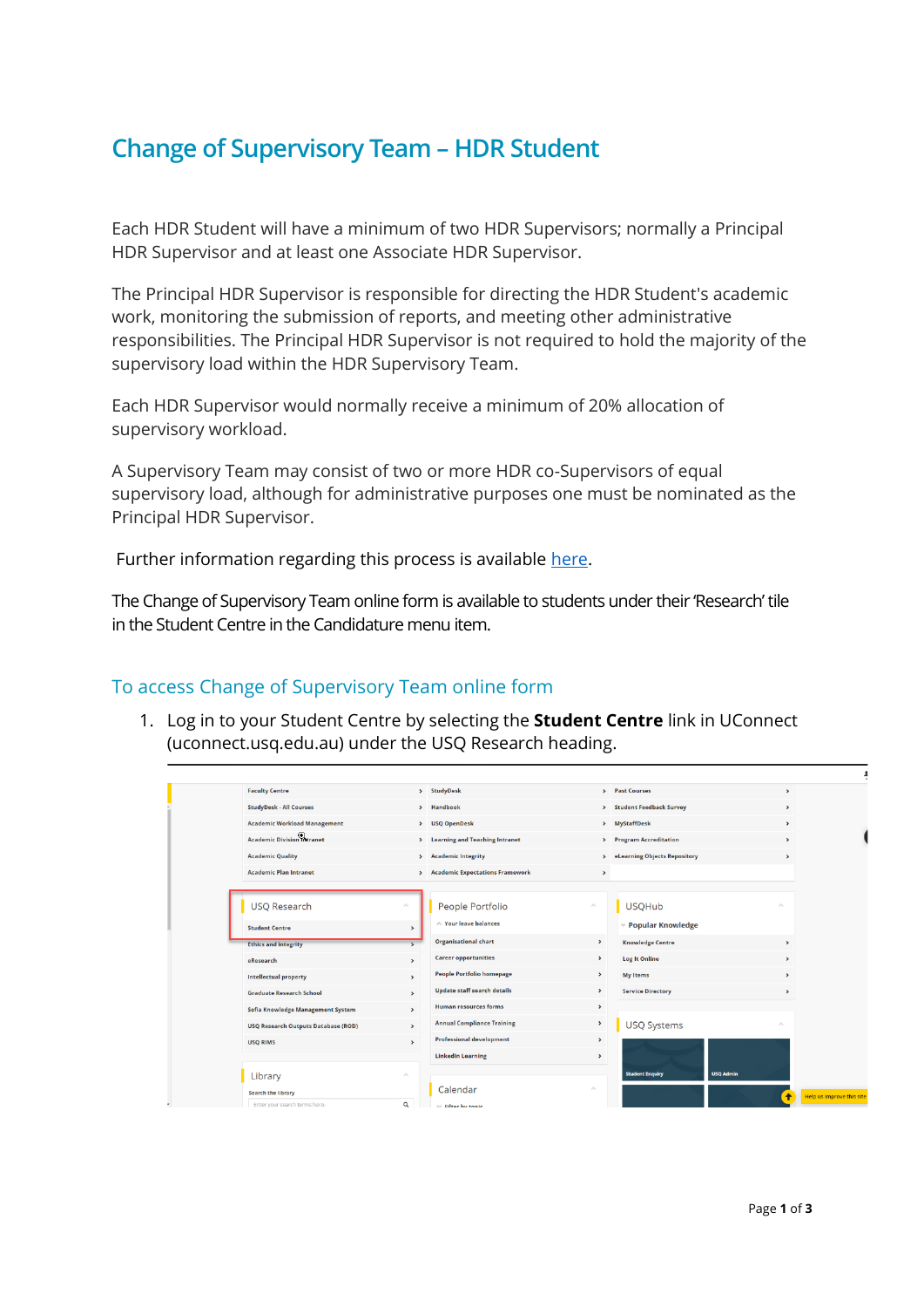# Change of Supervisory Team – HDR Student

Each HDR Student will have a minimum of two HDR Supervisors; normally a Principal HDR Supervisor and at least one Associate HDR Supervisor.

The Principal HDR Supervisor is responsible for directing the HDR Student's academic work, monitoring the submission of reports, and meeting other administrative responsibilities. The Principal HDR Supervisor is not required to hold the majority of the supervisory load within the HDR Supervisory Team.

Each HDR Supervisor would normally receive a minimum of 20% allocation of supervisory workload.

A Supervisory Team may consist of two or more HDR co-Supervisors of equal supervisory load, although for administrative purposes one must be nominated as the Principal HDR Supervisor.

Further information regarding this process is available here.

The Change of Supervisory Team online form is available to students under their 'Research' tile in the Student Centre in the Candidature menu item.

## To access Change of Supervisory Team online form

1. Log in to your Student Centre by selecting the **Student Centre** link in UConnect (uconnect.usq.edu.au) under the USQ Research heading.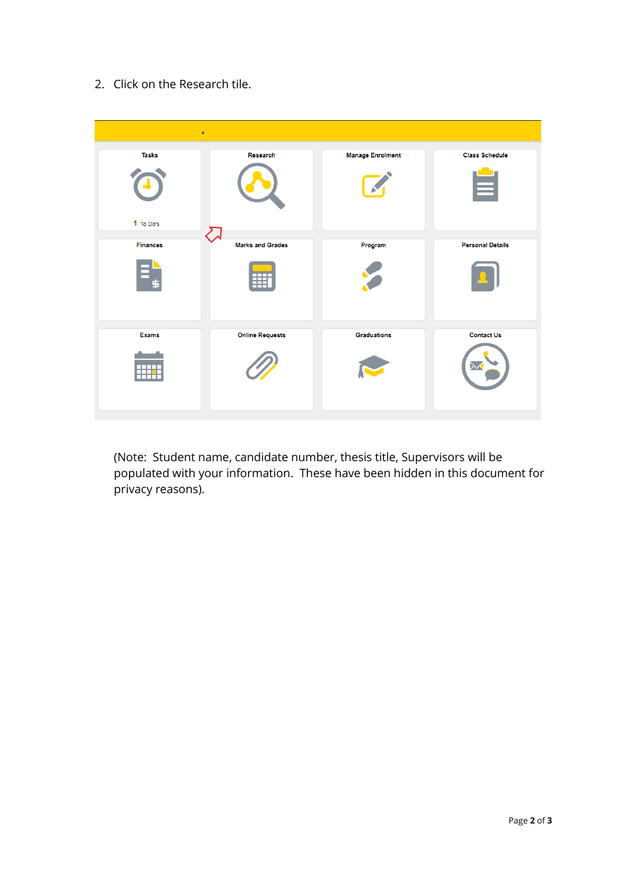2. Click on the Research tile.

(Note: Student name, candidate number, thesis title, Supervisors will be populated with your information. These have been hidden in this document for privacy reasons).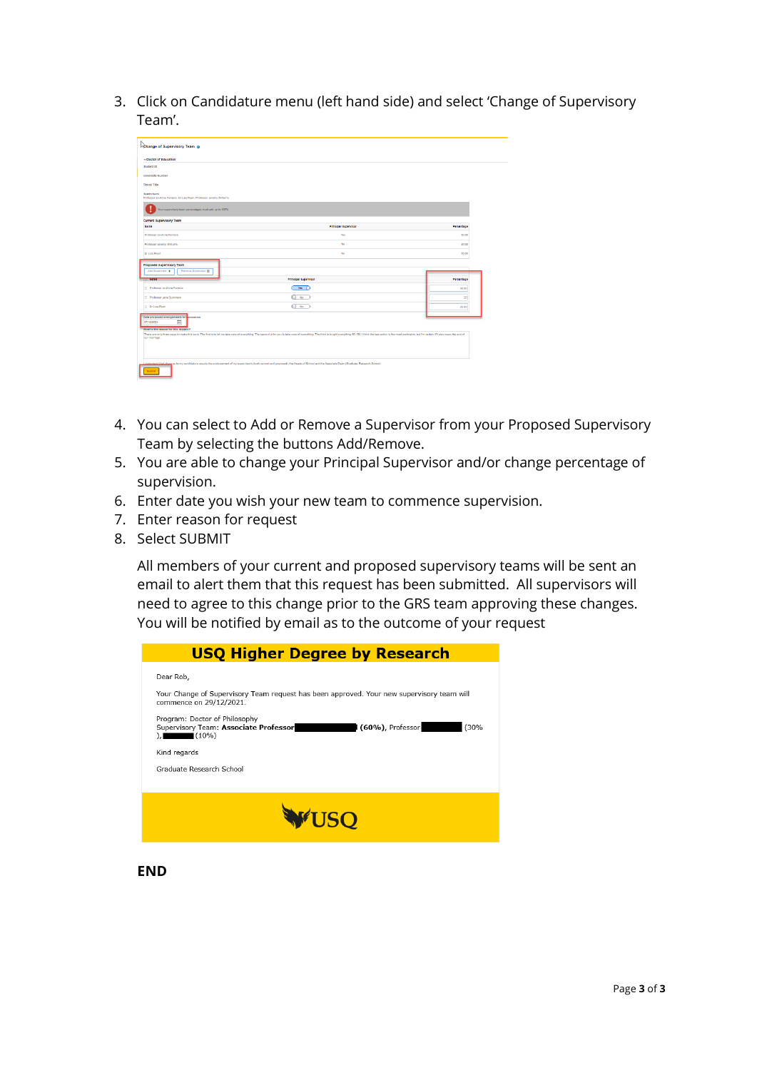3. Click on Candidature menu (left hand side) and select 'Change of Supervisory Team'.

4. You can select to Add or Remove a Supervisor from your Proposed Supervisory Team by selecting the buttons Add/Remove.
5. You are able to change your Principal Supervisor and/or change percentage of supervision.
6. Enter date you wish your new team to commence supervision.
7. Enter reason for request
8. Select SUBMIT

   All members of your current and proposed supervisory teams will be sent an email to alert them that this request has been submitted. All supervisors will need to agree to this change prior to the GRS team approving these changes. You will be notified by email as to the outcome of your request

**USQ Higher Degree by Research**

Dear Rob,

Your Change of Supervisory Team request has been approved. Your new supervisory team will commence on 29/12/2021.

Program: Doctor of Philosophy
Supervisory Team: **Associate Professor** **(60%)**, Professor (30%), (10%)

Kind regards

Graduate Research School

USQ

**END**